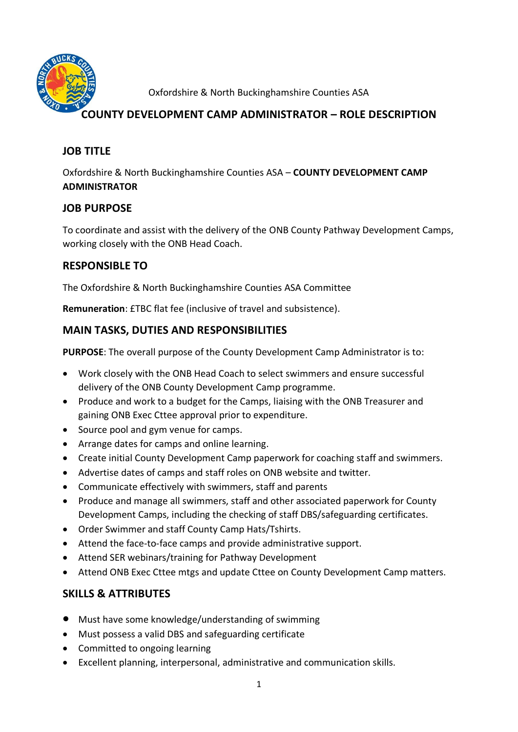Oxfordshire & North Buckinghamshire Counties ASA

# COUNTY DEVELOPMENT CAMP ADMINISTRATOR – ROLE DESCRIPTION

## JOB TITLE

Oxfordshire & North Buckinghamshire Counties ASA – **COUNTY DEVELOPMENT CAMP ADMINISTRATOR**

## JOB PURPOSE

To coordinate and assist with the delivery of the ONB County Pathway Development Camps, working closely with the ONB Head Coach.

## RESPONSIBLE TO

The Oxfordshire & North Buckinghamshire Counties ASA Committee

**Remuneration**: £TBC flat fee (inclusive of travel and subsistence).

## MAIN TASKS, DUTIES AND RESPONSIBILITIES

**PURPOSE**: The overall purpose of the County Development Camp Administrator is to:

- Work closely with the ONB Head Coach to select swimmers and ensure successful delivery of the ONB County Development Camp programme.
- Produce and work to a budget for the Camps, liaising with the ONB Treasurer and gaining ONB Exec Cttee approval prior to expenditure.
- Source pool and gym venue for camps.
- Arrange dates for camps and online learning.
- Create initial County Development Camp paperwork for coaching staff and swimmers.
- Advertise dates of camps and staff roles on ONB website and twitter.
- Communicate effectively with swimmers, staff and parents
- Produce and manage all swimmers, staff and other associated paperwork for County Development Camps, including the checking of staff DBS/safeguarding certificates.
- Order Swimmer and staff County Camp Hats/Tshirts.
- Attend the face-to-face camps and provide administrative support.
- Attend SER webinars/training for Pathway Development
- Attend ONB Exec Cttee mtgs and update Cttee on County Development Camp matters.

## SKILLS & ATTRIBUTES

- Must have some knowledge/understanding of swimming
- Must possess a valid DBS and safeguarding certificate
- Committed to ongoing learning
- Excellent planning, interpersonal, administrative and communication skills.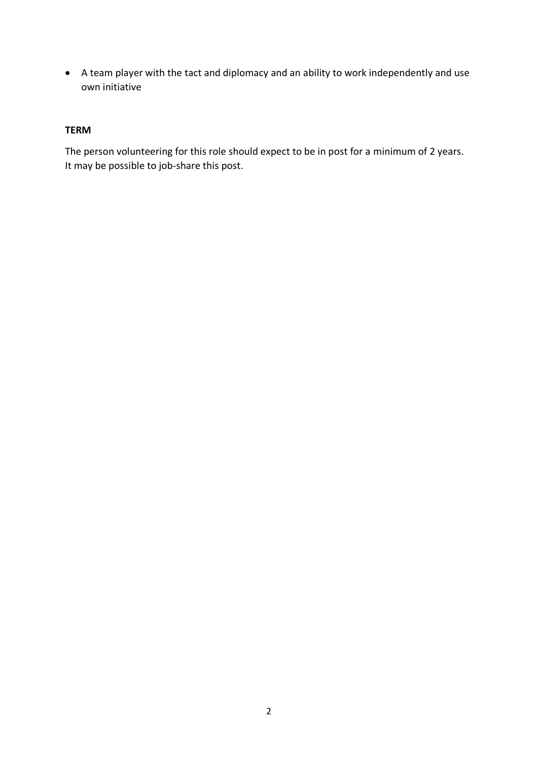- A team player with the tact and diplomacy and an ability to work independently and use own initiative

**TERM**

The person volunteering for this role should expect to be in post for a minimum of 2 years. It may be possible to job-share this post.